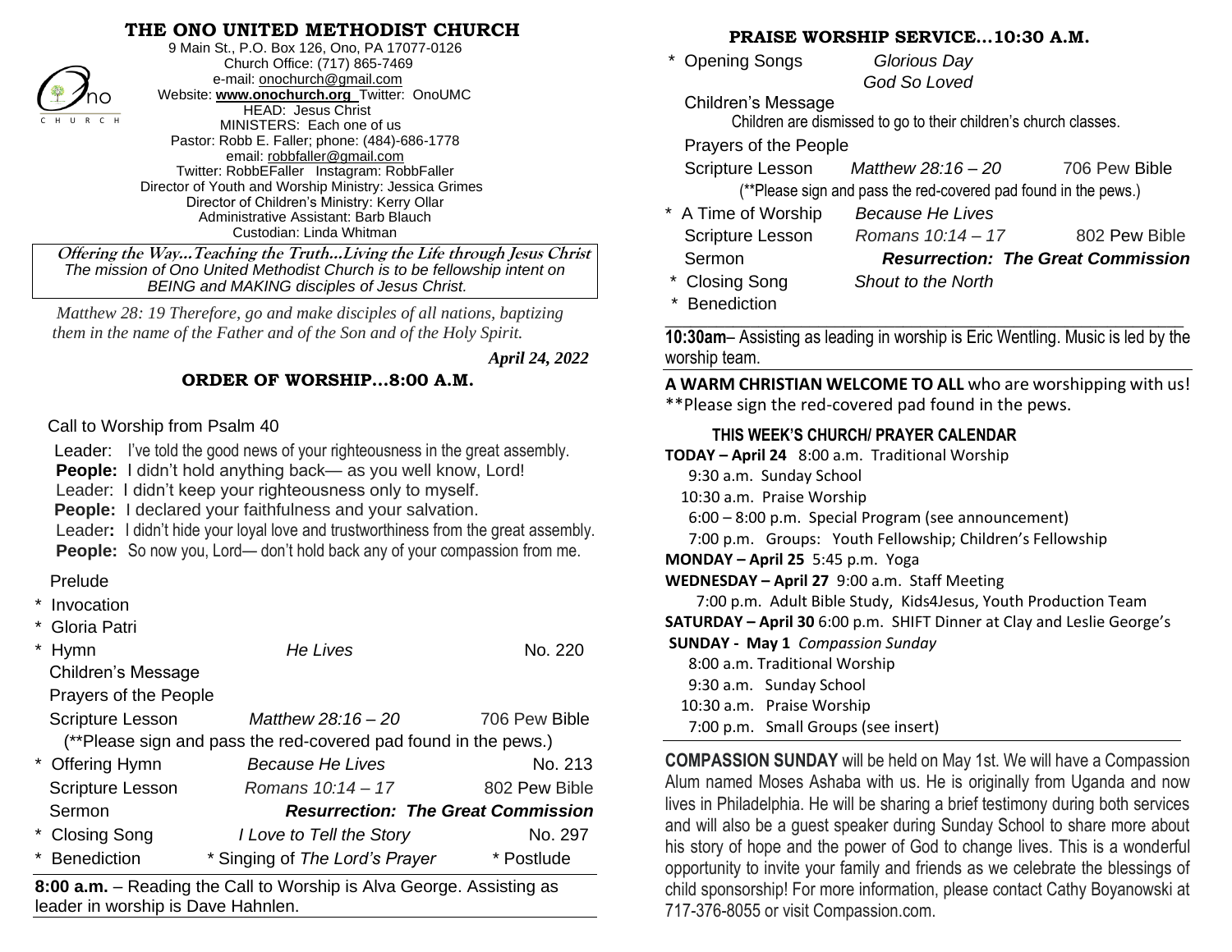# THE ONO UNITED METHODIST CHURCH

9 Main St., P.O. Box 126, Ono, PA 17077-0126
Church Office: (717) 865-7469
e-mail: onochurch@gmail.com
Website: **www.onochurch.org** Twitter: OnoUMC
HEAD: Jesus Christ
MINISTERS: Each one of us
Pastor: Robb E. Faller; phone: (484)-686-1778
email: robbfaller@gmail.com
Twitter: RobbEFaller Instagram: RobbFaller
Director of Youth and Worship Ministry: Jessica Grimes
Director of Children's Ministry: Kerry Ollar
Administrative Assistant: Barb Blauch
Custodian: Linda Whitman

**Offering the Way…Teaching the Truth…Living the Life through Jesus Christ**
*The mission of Ono United Methodist Church is to be fellowship intent on BEING and MAKING disciples of Jesus Christ.*

*Matthew 28: 19 Therefore, go and make disciples of all nations, baptizing them in the name of the Father and of the Son and of the Holy Spirit.*

***April 24, 2022***

## ORDER OF WORSHIP…8:00 A.M.

Call to Worship from Psalm 40

Leader: I've told the good news of your righteousness in the great assembly.
**People:** I didn't hold anything back— as you well know, Lord!
Leader: I didn't keep your righteousness only to myself.
**People:** I declared your faithfulness and your salvation.
Leader**:** I didn't hide your loyal love and trustworthiness from the great assembly.
**People:** So now you, Lord— don't hold back any of your compassion from me.

Prelude
\* Invocation
\* Gloria Patri
\* Hymn — *He Lives* — No. 220
Children's Message
Prayers of the People
Scripture Lesson — *Matthew 28:16 – 20* — 706 Pew Bible
(**Please sign and pass the red-covered pad found in the pews.)
\* Offering Hymn — *Because He Lives* — No. 213
Scripture Lesson — *Romans 10:14 – 17* — 802 Pew Bible
Sermon — ***Resurrection: The Great Commission***
\* Closing Song — *I Love to Tell the Story* — No. 297
\* Benediction — \* Singing of *The Lord's Prayer* — \* Postlude

**8:00 a.m.** – Reading the Call to Worship is Alva George. Assisting as leader in worship is Dave Hahnlen.

## PRAISE WORSHIP SERVICE…10:30 A.M.

\* Opening Songs — *Glorious Day*, *God So Loved*
Children's Message
Children are dismissed to go to their children's church classes.
Prayers of the People
Scripture Lesson — *Matthew 28:16 – 20* — 706 Pew Bible
(**Please sign and pass the red-covered pad found in the pews.)
\* A Time of Worship — *Because He Lives*
Scripture Lesson — *Romans 10:14 – 17* — 802 Pew Bible
Sermon — ***Resurrection: The Great Commission***
\* Closing Song — *Shout to the North*
\* Benediction

**10:30am**– Assisting as leading in worship is Eric Wentling. Music is led by the worship team.

**A WARM CHRISTIAN WELCOME TO ALL** who are worshipping with us!
**Please sign the red-covered pad found in the pews.

### THIS WEEK'S CHURCH/ PRAYER CALENDAR

**TODAY – April 24** 8:00 a.m. Traditional Worship
9:30 a.m. Sunday School
10:30 a.m. Praise Worship
6:00 – 8:00 p.m. Special Program (see announcement)
7:00 p.m. Groups: Youth Fellowship; Children's Fellowship
**MONDAY – April 25** 5:45 p.m. Yoga
**WEDNESDAY – April 27** 9:00 a.m. Staff Meeting
7:00 p.m. Adult Bible Study, Kids4Jesus, Youth Production Team
**SATURDAY – April 30** 6:00 p.m. SHIFT Dinner at Clay and Leslie George's
**SUNDAY - May 1** *Compassion Sunday*
8:00 a.m. Traditional Worship
9:30 a.m. Sunday School
10:30 a.m. Praise Worship
7:00 p.m. Small Groups (see insert)

**COMPASSION SUNDAY** will be held on May 1st. We will have a Compassion Alum named Moses Ashaba with us. He is originally from Uganda and now lives in Philadelphia. He will be sharing a brief testimony during both services and will also be a guest speaker during Sunday School to share more about his story of hope and the power of God to change lives. This is a wonderful opportunity to invite your family and friends as we celebrate the blessings of child sponsorship! For more information, please contact Cathy Boyanowski at 717-376-8055 or visit Compassion.com.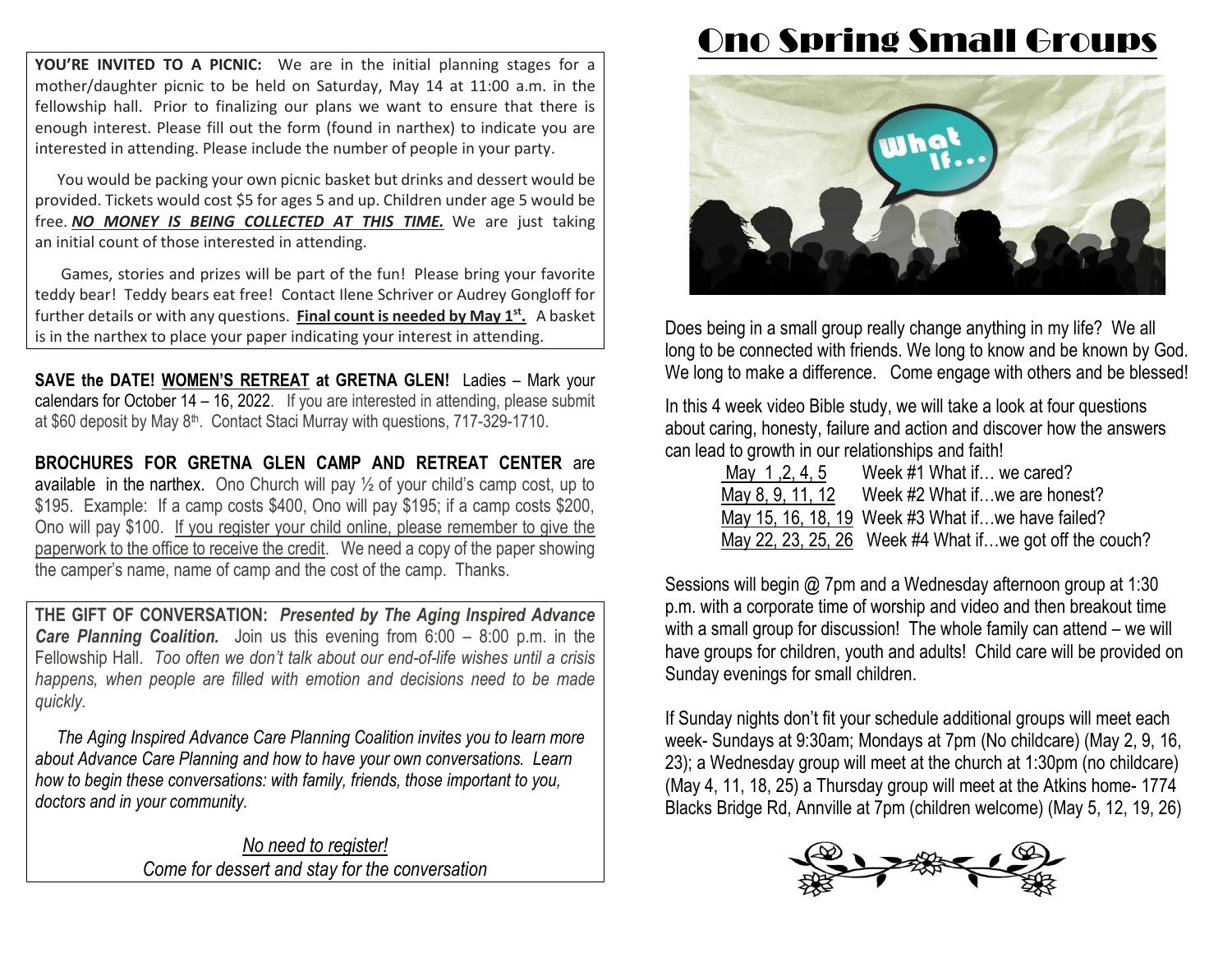**YOU'RE INVITED TO A PICNIC:** We are in the initial planning stages for a mother/daughter picnic to be held on Saturday, May 14 at 11:00 a.m. in the fellowship hall. Prior to finalizing our plans we want to ensure that there is enough interest. Please fill out the form (found in narthex) to indicate you are interested in attending. Please include the number of people in your party.

You would be packing your own picnic basket but drinks and dessert would be provided. Tickets would cost $5 for ages 5 and up. Children under age 5 would be free. ***NO MONEY IS BEING COLLECTED AT THIS TIME.*** We are just taking an initial count of those interested in attending.

Games, stories and prizes will be part of the fun! Please bring your favorite teddy bear! Teddy bears eat free! Contact Ilene Schriver or Audrey Gongloff for further details or with any questions. **Final count is needed by May 1st.** A basket is in the narthex to place your paper indicating your interest in attending.

**SAVE the DATE! WOMEN'S RETREAT at GRETNA GLEN!** Ladies – Mark your calendars for October 14 – 16, 2022. If you are interested in attending, please submit at $60 deposit by May 8th. Contact Staci Murray with questions, 717-329-1710.

**BROCHURES FOR GRETNA GLEN CAMP AND RETREAT CENTER** are available in the narthex. Ono Church will pay ½ of your child's camp cost, up to $195. Example: If a camp costs $400, Ono will pay $195; if a camp costs $200, Ono will pay $100. If you register your child online, please remember to give the paperwork to the office to receive the credit. We need a copy of the paper showing the camper's name, name of camp and the cost of the camp. Thanks.

**THE GIFT OF CONVERSATION:** ***Presented by The Aging Inspired Advance Care Planning Coalition.*** Join us this evening from 6:00 – 8:00 p.m. in the Fellowship Hall. *Too often we don't talk about our end-of-life wishes until a crisis happens, when people are filled with emotion and decisions need to be made quickly.*

*The Aging Inspired Advance Care Planning Coalition invites you to learn more about Advance Care Planning and how to have your own conversations. Learn how to begin these conversations: with family, friends, those important to you, doctors and in your community.*

*No need to register!*
*Come for dessert and stay for the conversation*

# Ono Spring Small Groups

Does being in a small group really change anything in my life? We all long to be connected with friends. We long to know and be known by God. We long to make a difference. Come engage with others and be blessed!

In this 4 week video Bible study, we will take a look at four questions about caring, honesty, failure and action and discover how the answers can lead to growth in our relationships and faith!

May 1 ,2, 4, 5 — Week #1 What if… we cared?
May 8, 9, 11, 12 — Week #2 What if…we are honest?
May 15, 16, 18, 19 — Week #3 What if…we have failed?
May 22, 23, 25, 26 — Week #4 What if…we got off the couch?

Sessions will begin @ 7pm and a Wednesday afternoon group at 1:30 p.m. with a corporate time of worship and video and then breakout time with a small group for discussion! The whole family can attend – we will have groups for children, youth and adults! Child care will be provided on Sunday evenings for small children.

If Sunday nights don't fit your schedule additional groups will meet each week- Sundays at 9:30am; Mondays at 7pm (No childcare) (May 2, 9, 16, 23); a Wednesday group will meet at the church at 1:30pm (no childcare) (May 4, 11, 18, 25) a Thursday group will meet at the Atkins home- 1774 Blacks Bridge Rd, Annville at 7pm (children welcome) (May 5, 12, 19, 26)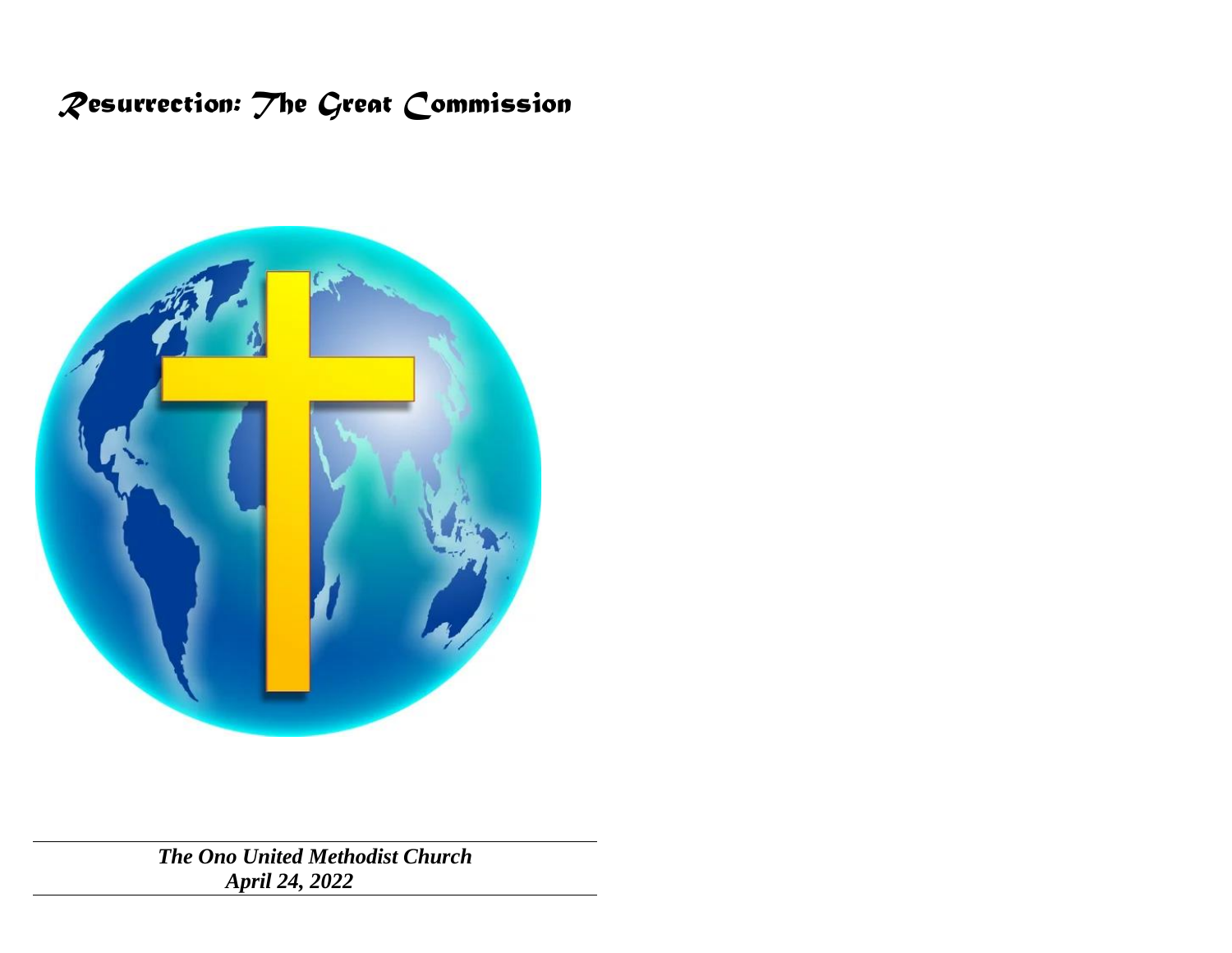# *Resurrection: The Great Commission*

***The Ono United Methodist Church***
***April 24, 2022***